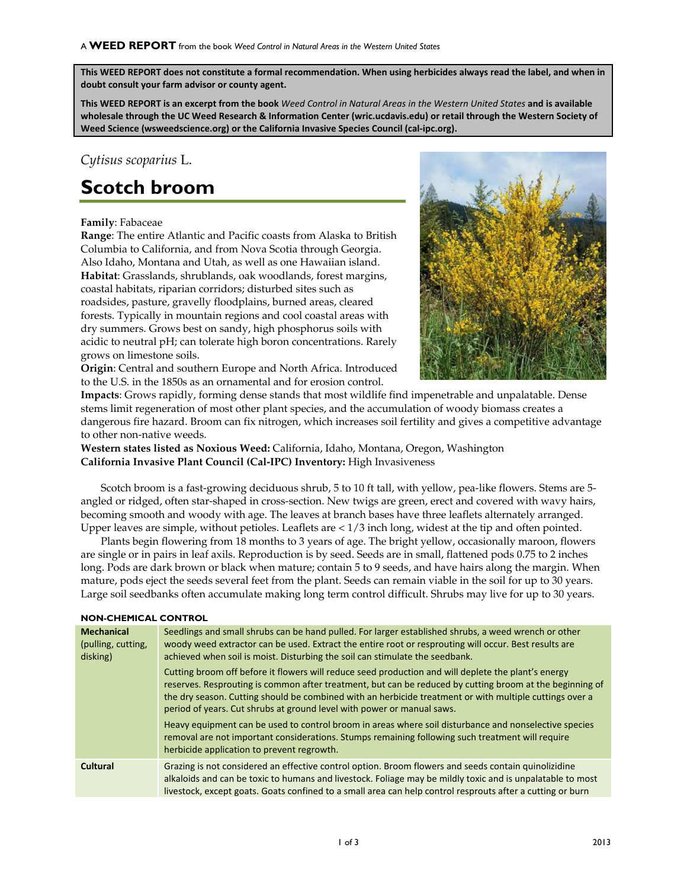A **WEED REPORT** from the book *Weed Control in Natural Areas in the Western United States*

**This WEED REPORT does not constitute a formal recommendation. When using herbicides always read the label, and when in doubt consult your farm advisor or county agent.**

**This WEED REPORT is an excerpt from the book** ***Weed Control in Natural Areas in the Western United States*** **and is available wholesale through the UC Weed Research & Information Center (wric.ucdavis.edu) or retail through the Western Society of Weed Science (wsweedscience.org) or the California Invasive Species Council (cal-ipc.org).**

*Cytisus scoparius* L.

# Scotch broom

**Family**: Fabaceae
**Range**: The entire Atlantic and Pacific coasts from Alaska to British Columbia to California, and from Nova Scotia through Georgia. Also Idaho, Montana and Utah, as well as one Hawaiian island.
**Habitat**: Grasslands, shrublands, oak woodlands, forest margins, coastal habitats, riparian corridors; disturbed sites such as roadsides, pasture, gravelly floodplains, burned areas, cleared forests. Typically in mountain regions and cool coastal areas with dry summers. Grows best on sandy, high phosphorus soils with acidic to neutral pH; can tolerate high boron concentrations. Rarely grows on limestone soils.
**Origin**: Central and southern Europe and North Africa. Introduced to the U.S. in the 1850s as an ornamental and for erosion control.
**Impacts**: Grows rapidly, forming dense stands that most wildlife find impenetrable and unpalatable. Dense stems limit regeneration of most other plant species, and the accumulation of woody biomass creates a dangerous fire hazard. Broom can fix nitrogen, which increases soil fertility and gives a competitive advantage to other non-native weeds.
**Western states listed as Noxious Weed:** California, Idaho, Montana, Oregon, Washington
**California Invasive Plant Council (Cal-IPC) Inventory:** High Invasiveness

Scotch broom is a fast-growing deciduous shrub, 5 to 10 ft tall, with yellow, pea-like flowers. Stems are 5-angled or ridged, often star-shaped in cross-section. New twigs are green, erect and covered with wavy hairs, becoming smooth and woody with age. The leaves at branch bases have three leaflets alternately arranged. Upper leaves are simple, without petioles. Leaflets are < 1/3 inch long, widest at the tip and often pointed.

Plants begin flowering from 18 months to 3 years of age. The bright yellow, occasionally maroon, flowers are single or in pairs in leaf axils. Reproduction is by seed. Seeds are in small, flattened pods 0.75 to 2 inches long. Pods are dark brown or black when mature; contain 5 to 9 seeds, and have hairs along the margin. When mature, pods eject the seeds several feet from the plant. Seeds can remain viable in the soil for up to 30 years. Large soil seedbanks often accumulate making long term control difficult. Shrubs may live for up to 30 years.

### NON-CHEMICAL CONTROL

| | |
|---|---|
| **Mechanical** (pulling, cutting, disking) | Seedlings and small shrubs can be hand pulled. For larger established shrubs, a weed wrench or other woody weed extractor can be used. Extract the entire root or resprouting will occur. Best results are achieved when soil is moist. Disturbing the soil can stimulate the seedbank.<br><br>Cutting broom off before it flowers will reduce seed production and will deplete the plant's energy reserves. Resprouting is common after treatment, but can be reduced by cutting broom at the beginning of the dry season. Cutting should be combined with an herbicide treatment or with multiple cuttings over a period of years. Cut shrubs at ground level with power or manual saws.<br><br>Heavy equipment can be used to control broom in areas where soil disturbance and nonselective species removal are not important considerations. Stumps remaining following such treatment will require herbicide application to prevent regrowth. |
| **Cultural** | Grazing is not considered an effective control option. Broom flowers and seeds contain quinolizidine alkaloids and can be toxic to humans and livestock. Foliage may be mildly toxic and is unpalatable to most livestock, except goats. Goats confined to a small area can help control resprouts after a cutting or burn |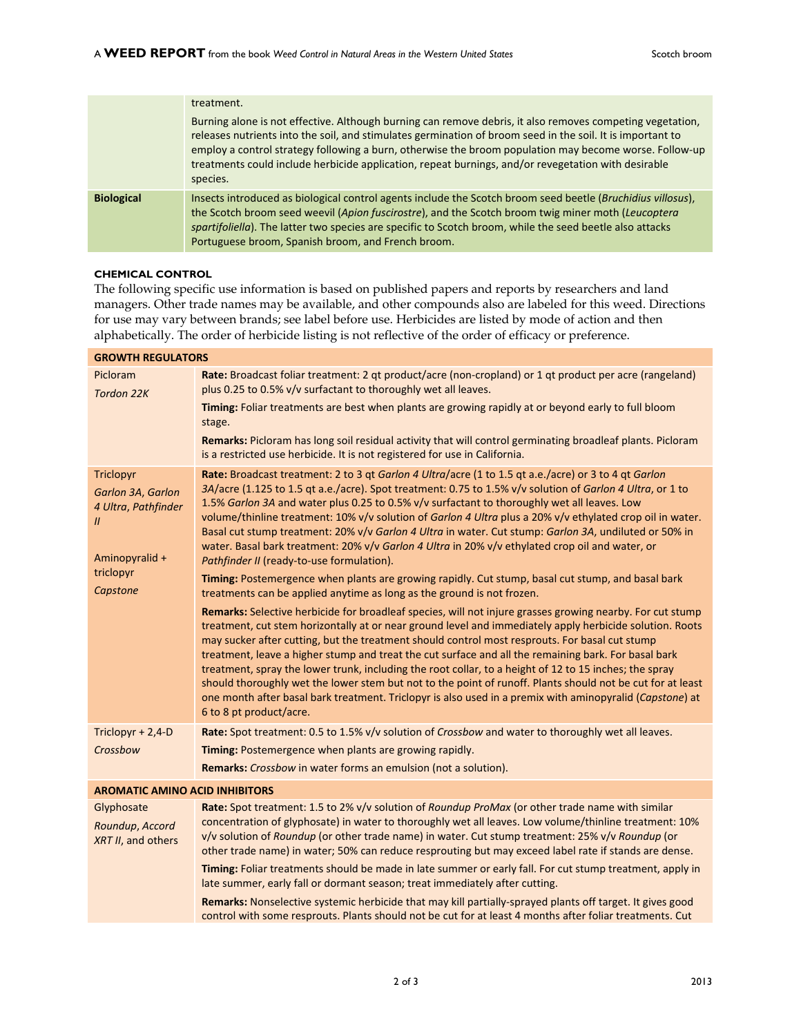| | |
|---|---|
| | treatment.<br><br>Burning alone is not effective. Although burning can remove debris, it also removes competing vegetation, releases nutrients into the soil, and stimulates germination of broom seed in the soil. It is important to employ a control strategy following a burn, otherwise the broom population may become worse. Follow-up treatments could include herbicide application, repeat burnings, and/or revegetation with desirable species. |
| **Biological** | Insects introduced as biological control agents include the Scotch broom seed beetle (*Bruchidius villosus*), the Scotch broom seed weevil (*Apion fuscirostre*), and the Scotch broom twig miner moth (*Leucoptera spartifoliella*). The latter two species are specific to Scotch broom, while the seed beetle also attacks Portuguese broom, Spanish broom, and French broom. |

**CHEMICAL CONTROL**

The following specific use information is based on published papers and reports by researchers and land managers. Other trade names may be available, and other compounds also are labeled for this weed. Directions for use may vary between brands; see label before use. Herbicides are listed by mode of action and then alphabetically. The order of herbicide listing is not reflective of the order of efficacy or preference.

| **GROWTH REGULATORS** | |
|---|---|
| Picloram<br>*Tordon 22K* | **Rate:** Broadcast foliar treatment: 2 qt product/acre (non-cropland) or 1 qt product per acre (rangeland) plus 0.25 to 0.5% v/v surfactant to thoroughly wet all leaves.<br><br>**Timing:** Foliar treatments are best when plants are growing rapidly at or beyond early to full bloom stage.<br><br>**Remarks:** Picloram has long soil residual activity that will control germinating broadleaf plants. Picloram is a restricted use herbicide. It is not registered for use in California. |
| Triclopyr<br>*Garlon 3A, Garlon 4 Ultra, Pathfinder II*<br><br>Aminopyralid + triclopyr<br>*Capstone* | **Rate:** Broadcast treatment: 2 to 3 qt *Garlon 4 Ultra*/acre (1 to 1.5 qt a.e./acre) or 3 to 4 qt *Garlon 3A*/acre (1.125 to 1.5 qt a.e./acre). Spot treatment: 0.75 to 1.5% v/v solution of *Garlon 4 Ultra*, or 1 to 1.5% *Garlon 3A* and water plus 0.25 to 0.5% v/v surfactant to thoroughly wet all leaves. Low volume/thinline treatment: 10% v/v solution of *Garlon 4 Ultra* plus a 20% v/v ethylated crop oil in water. Basal cut stump treatment: 20% v/v *Garlon 4 Ultra* in water. Cut stump: *Garlon 3A*, undiluted or 50% in water. Basal bark treatment: 20% v/v *Garlon 4 Ultra* in 20% v/v ethylated crop oil and water, or *Pathfinder II* (ready-to-use formulation).<br><br>**Timing:** Postemergence when plants are growing rapidly. Cut stump, basal cut stump, and basal bark treatments can be applied anytime as long as the ground is not frozen.<br><br>**Remarks:** Selective herbicide for broadleaf species, will not injure grasses growing nearby. For cut stump treatment, cut stem horizontally at or near ground level and immediately apply herbicide solution. Roots may sucker after cutting, but the treatment should control most resprouts. For basal cut stump treatment, leave a higher stump and treat the cut surface and all the remaining bark. For basal bark treatment, spray the lower trunk, including the root collar, to a height of 12 to 15 inches; the spray should thoroughly wet the lower stem but not to the point of runoff. Plants should not be cut for at least one month after basal bark treatment. Triclopyr is also used in a premix with aminopyralid (*Capstone*) at 6 to 8 pt product/acre. |
| Triclopyr + 2,4-D<br>*Crossbow* | **Rate:** Spot treatment: 0.5 to 1.5% v/v solution of *Crossbow* and water to thoroughly wet all leaves.<br><br>**Timing:** Postemergence when plants are growing rapidly.<br><br>**Remarks:** *Crossbow* in water forms an emulsion (not a solution). |
| **AROMATIC AMINO ACID INHIBITORS** | |
| Glyphosate<br>*Roundup, Accord XRT II*, and others | **Rate:** Spot treatment: 1.5 to 2% v/v solution of *Roundup ProMax* (or other trade name with similar concentration of glyphosate) in water to thoroughly wet all leaves. Low volume/thinline treatment: 10% v/v solution of *Roundup* (or other trade name) in water. Cut stump treatment: 25% v/v *Roundup* (or other trade name) in water; 50% can reduce resprouting but may exceed label rate if stands are dense.<br><br>**Timing:** Foliar treatments should be made in late summer or early fall. For cut stump treatment, apply in late summer, early fall or dormant season; treat immediately after cutting.<br><br>**Remarks:** Nonselective systemic herbicide that may kill partially-sprayed plants off target. It gives good control with some resprouts. Plants should not be cut for at least 4 months after foliar treatments. Cut |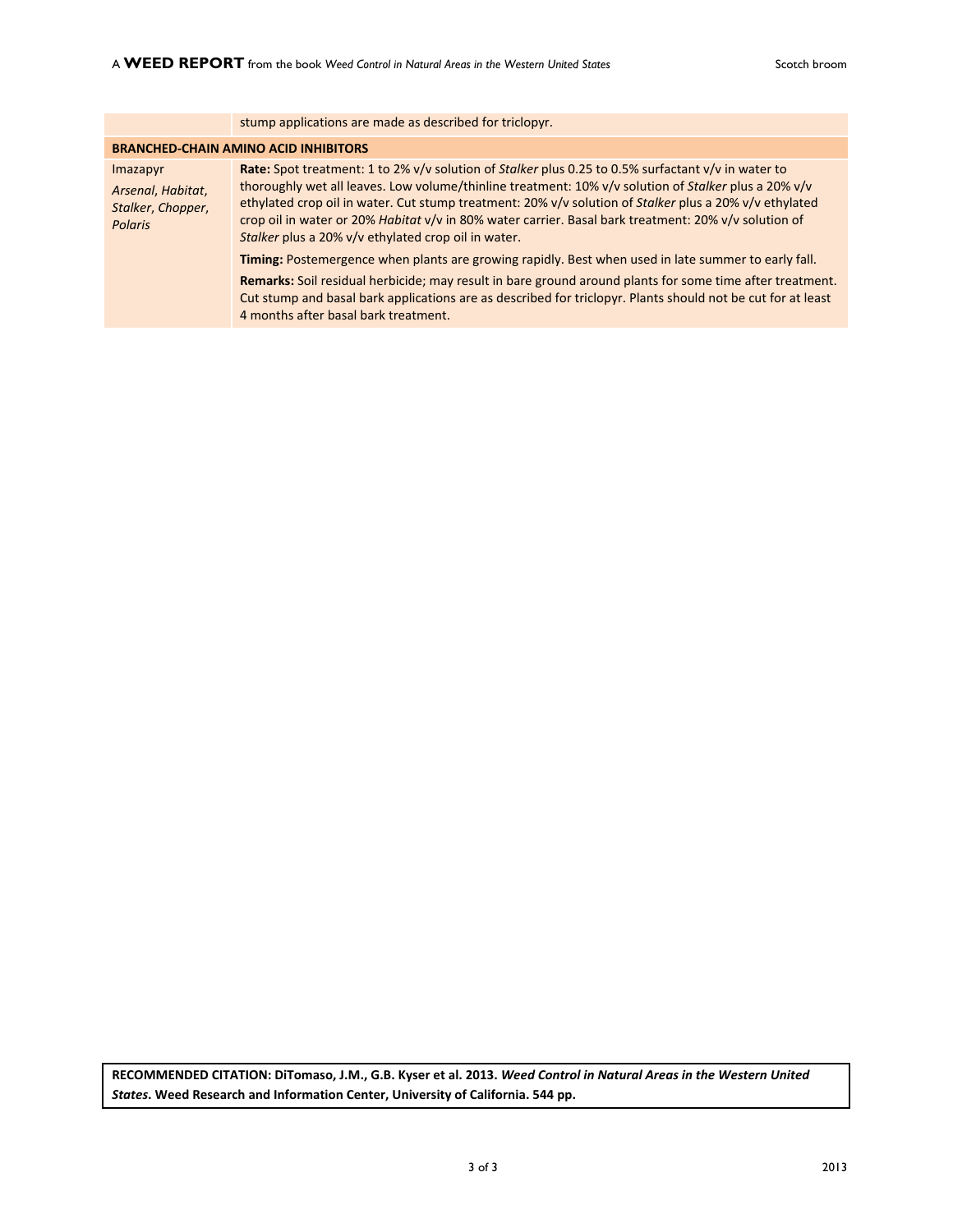| | |
|---|---|
| | stump applications are made as described for triclopyr. |
| **BRANCHED-CHAIN AMINO ACID INHIBITORS** | |
| Imazapyr<br>*Arsenal*, *Habitat*, *Stalker*, *Chopper*, *Polaris* | **Rate:** Spot treatment: 1 to 2% v/v solution of *Stalker* plus 0.25 to 0.5% surfactant v/v in water to thoroughly wet all leaves. Low volume/thinline treatment: 10% v/v solution of *Stalker* plus a 20% v/v ethylated crop oil in water. Cut stump treatment: 20% v/v solution of *Stalker* plus a 20% v/v ethylated crop oil in water or 20% *Habitat* v/v in 80% water carrier. Basal bark treatment: 20% v/v solution of *Stalker* plus a 20% v/v ethylated crop oil in water.<br>**Timing:** Postemergence when plants are growing rapidly. Best when used in late summer to early fall.<br>**Remarks:** Soil residual herbicide; may result in bare ground around plants for some time after treatment. Cut stump and basal bark applications are as described for triclopyr. Plants should not be cut for at least 4 months after basal bark treatment. |

**RECOMMENDED CITATION: DiTomaso, J.M., G.B. Kyser et al. 2013. *Weed Control in Natural Areas in the Western United States*. Weed Research and Information Center, University of California. 544 pp.**